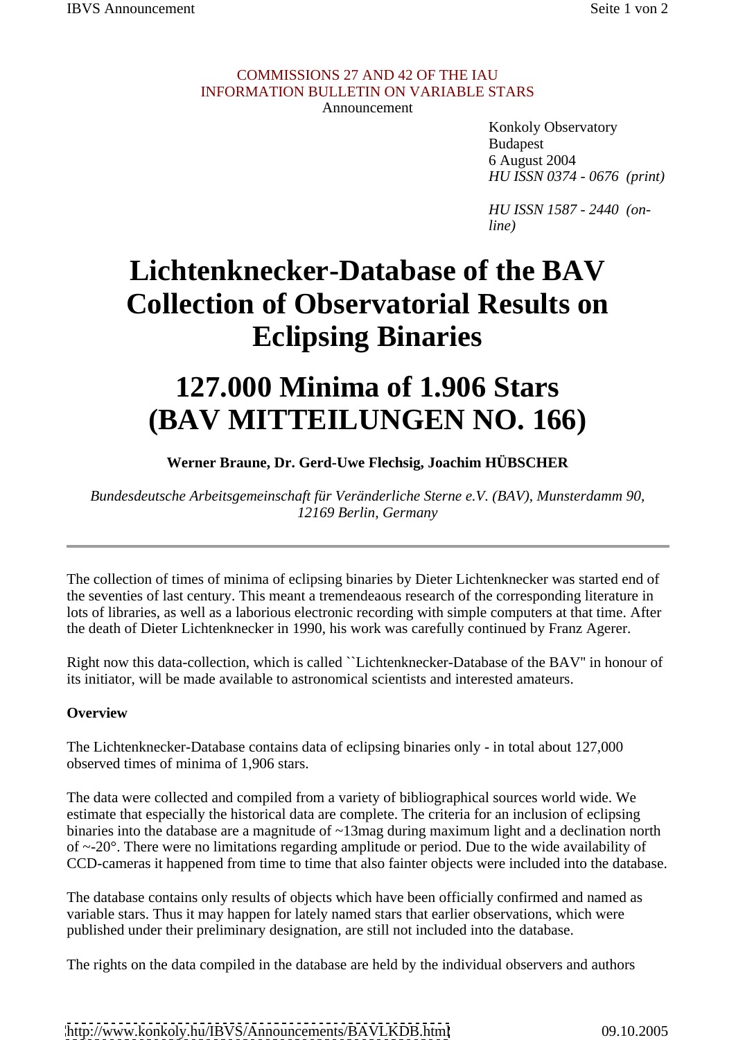COMMISSIONS 27 AND 42 OF THE IAU
INFORMATION BULLETIN ON VARIABLE STARS
Announcement

Konkoly Observatory
Budapest
6 August 2004
*HU ISSN 0374 - 0676 (print)*

*HU ISSN 1587 - 2440 (on-line)*

# Lichtenknecker-Database of the BAV Collection of Observatorial Results on Eclipsing Binaries

# 127.000 Minima of 1.906 Stars (BAV MITTEILUNGEN NO. 166)

**Werner Braune, Dr. Gerd-Uwe Flechsig, Joachim HÜBSCHER**

*Bundesdeutsche Arbeitsgemeinschaft für Veränderliche Sterne e.V. (BAV), Munsterdamm 90, 12169 Berlin, Germany*

---

The collection of times of minima of eclipsing binaries by Dieter Lichtenknecker was started end of the seventies of last century. This meant a tremendeaous research of the corresponding literature in lots of libraries, as well as a laborious electronic recording with simple computers at that time. After the death of Dieter Lichtenknecker in 1990, his work was carefully continued by Franz Agerer.

Right now this data-collection, which is called ``Lichtenknecker-Database of the BAV'' in honour of its initiator, will be made available to astronomical scientists and interested amateurs.

**Overview**

The Lichtenknecker-Database contains data of eclipsing binaries only - in total about 127,000 observed times of minima of 1,906 stars.

The data were collected and compiled from a variety of bibliographical sources world wide. We estimate that especially the historical data are complete. The criteria for an inclusion of eclipsing binaries into the database are a magnitude of ~13mag during maximum light and a declination north of ~-20°. There were no limitations regarding amplitude or period. Due to the wide availability of CCD-cameras it happened from time to time that also fainter objects were included into the database.

The database contains only results of objects which have been officially confirmed and named as variable stars. Thus it may happen for lately named stars that earlier observations, which were published under their preliminary designation, are still not included into the database.

The rights on the data compiled in the database are held by the individual observers and authors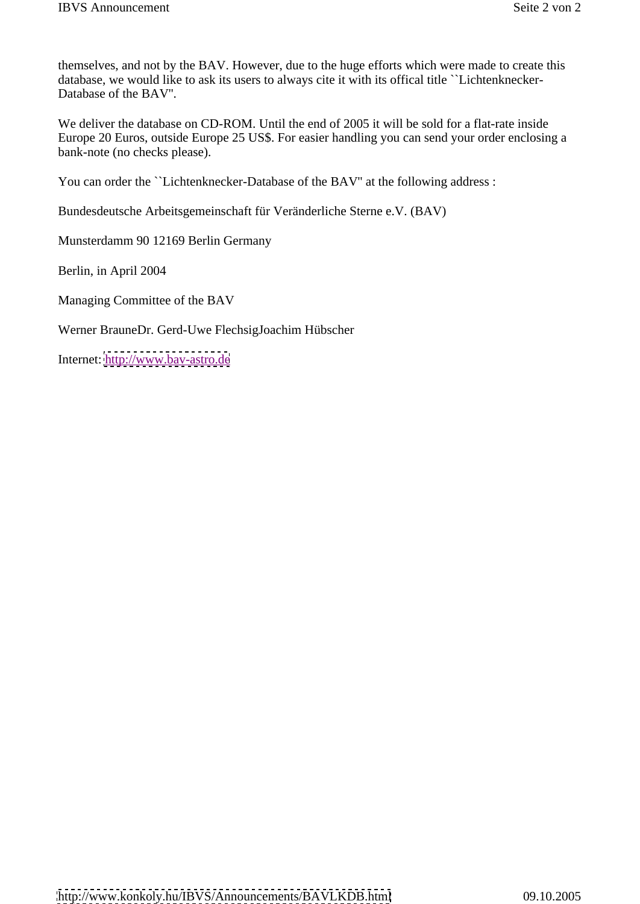themselves, and not by the BAV. However, due to the huge efforts which were made to create this database, we would like to ask its users to always cite it with its offical title ``Lichtenknecker-Database of the BAV''.

We deliver the database on CD-ROM. Until the end of 2005 it will be sold for a flat-rate inside Europe 20 Euros, outside Europe 25 US$. For easier handling you can send your order enclosing a bank-note (no checks please).

You can order the ``Lichtenknecker-Database of the BAV'' at the following address :

Bundesdeutsche Arbeitsgemeinschaft für Veränderliche Sterne e.V. (BAV)

Munsterdamm 90 12169 Berlin Germany

Berlin, in April 2004

Managing Committee of the BAV

Werner BrauneDr. Gerd-Uwe FlechsigJoachim Hübscher

Internet: http://www.bav-astro.de